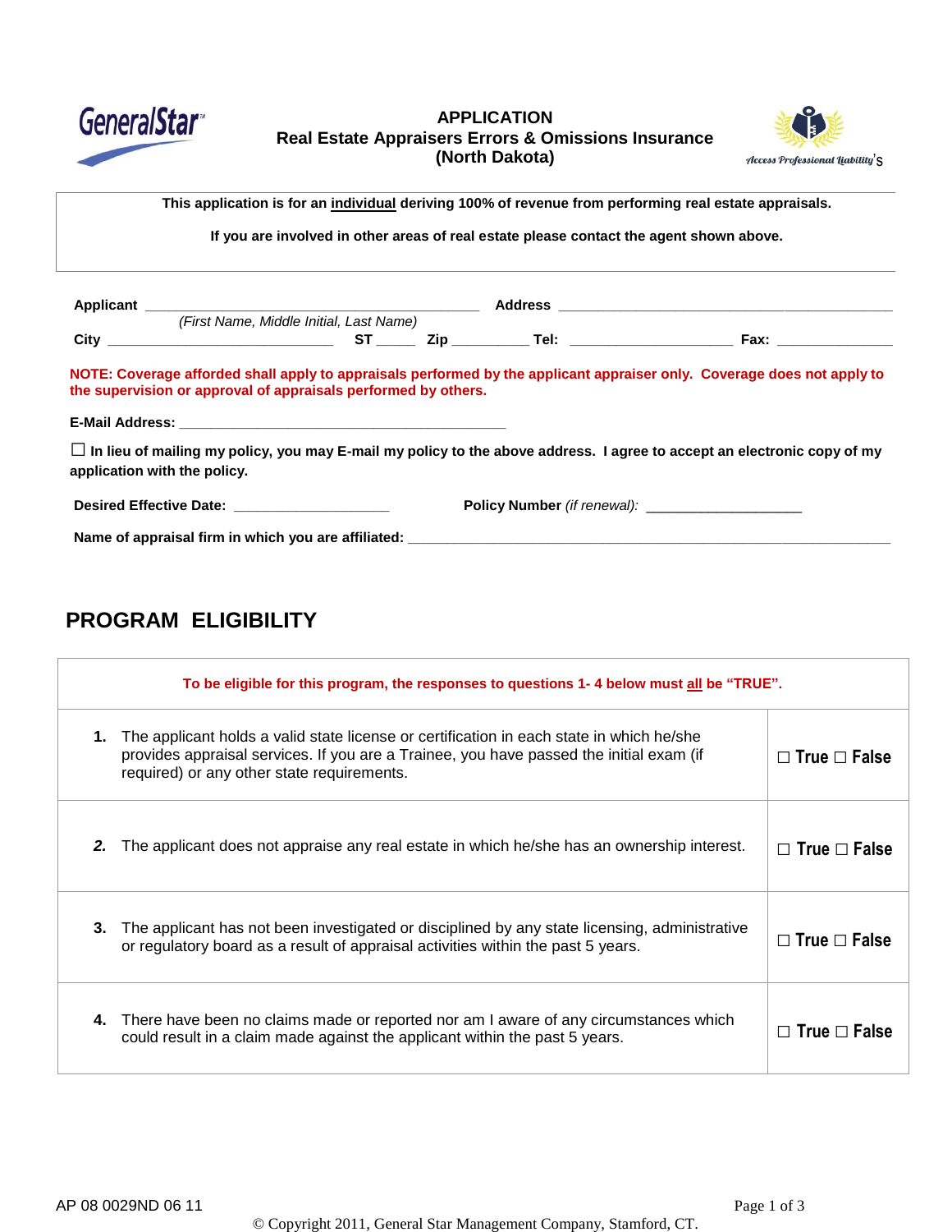# APPLICATION
## Real Estate Appraisers Errors & Omissions Insurance
## (North Dakota)

**This application is for an <u>individual</u> deriving 100% of revenue from performing real estate appraisals.**

**If you are involved in other areas of real estate please contact the agent shown above.**

**Applicant** ________________________________________ **Address** ________________________________________
*(First Name, Middle Initial, Last Name)*

**City** ____________________________ **ST** _____ **Zip** __________ **Tel:** ____________________ **Fax:** _______________

**NOTE: Coverage afforded shall apply to appraisals performed by the applicant appraiser only. Coverage does not apply to the supervision or approval of appraisals performed by others.**

**E-Mail Address:** ____________________________________________

☐ **In lieu of mailing my policy, you may E-mail my policy to the above address. I agree to accept an electronic copy of my application with the policy.**

**Desired Effective Date:** ____________________ **Policy Number** *(if renewal):* ____________________

**Name of appraisal firm in which you are affiliated:** ____________________________________________________________

## PROGRAM ELIGIBILITY

**To be eligible for this program, the responses to questions 1- 4 below must <u>all</u> be "TRUE".**

| | |
|---|---|
| **1.** The applicant holds a valid state license or certification in each state in which he/she provides appraisal services. If you are a Trainee, you have passed the initial exam (if required) or any other state requirements. | ☐ True ☐ False |
| ***2.*** The applicant does not appraise any real estate in which he/she has an ownership interest. | ☐ True ☐ False |
| **3.** The applicant has not been investigated or disciplined by any state licensing, administrative or regulatory board as a result of appraisal activities within the past 5 years. | ☐ True ☐ False |
| **4.** There have been no claims made or reported nor am I aware of any circumstances which could result in a claim made against the applicant within the past 5 years. | ☐ True ☐ False |

AP 08 0029ND 06 11

© Copyright 2011, General Star Management Company, Stamford, CT.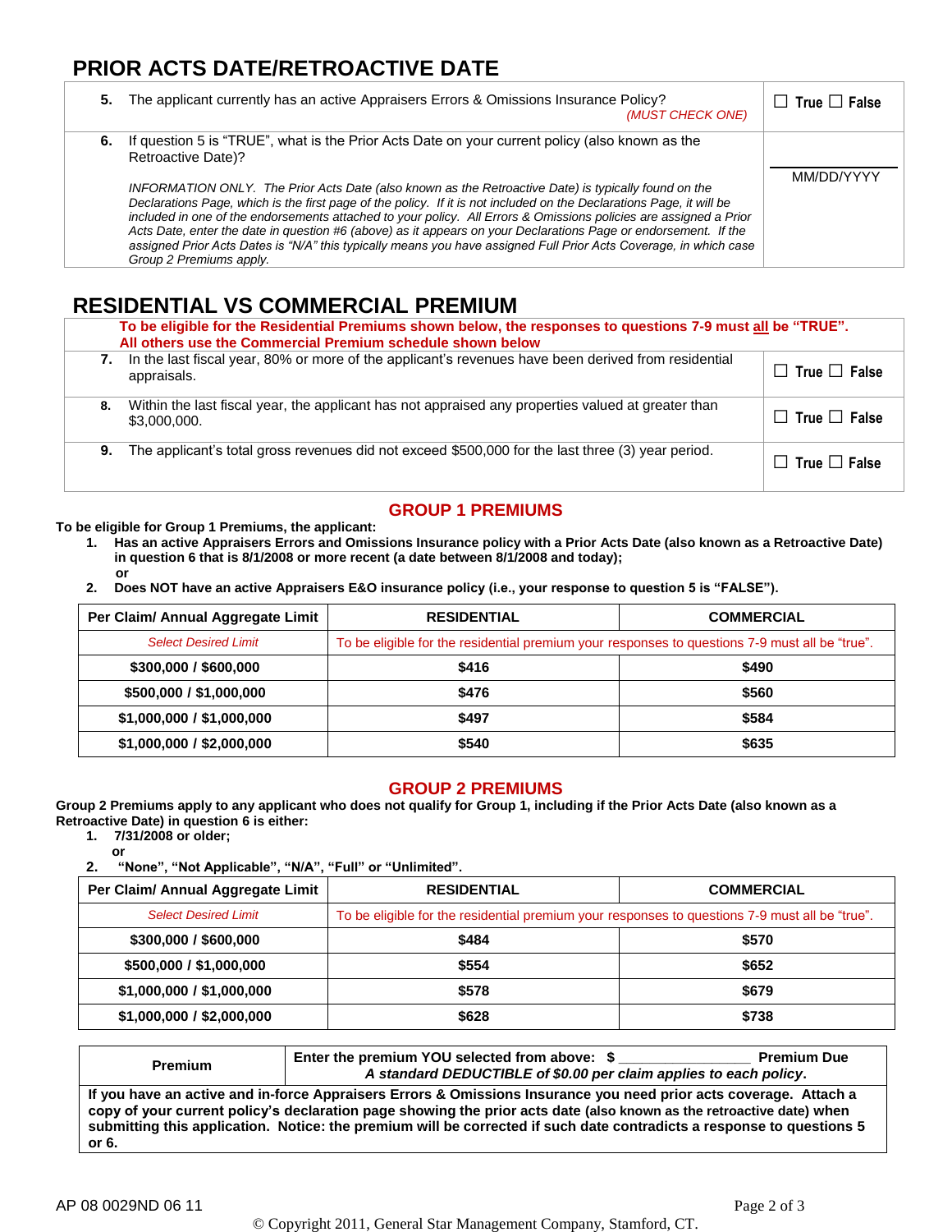## PRIOR ACTS DATE/RETROACTIVE DATE

| | |
|---|---|
| **5.** The applicant currently has an active Appraisers Errors & Omissions Insurance Policy? *(MUST CHECK ONE)* | ☐ True ☐ False |
| **6.** If question 5 is "TRUE", what is the Prior Acts Date on your current policy (also known as the Retroactive Date)?<br><br>*INFORMATION ONLY. The Prior Acts Date (also known as the Retroactive Date) is typically found on the Declarations Page, which is the first page of the policy. If it is not included on the Declarations Page, it will be included in one of the endorsements attached to your policy. All Errors & Omissions policies are assigned a Prior Acts Date, enter the date in question #6 (above) as it appears on your Declarations Page or endorsement. If the assigned Prior Acts Dates is "N/A" this typically means you have assigned Full Prior Acts Coverage, in which case Group 2 Premiums apply.* | ________<br>MM/DD/YYYY |

## RESIDENTIAL VS COMMERCIAL PREMIUM

**To be eligible for the Residential Premiums shown below, the responses to questions 7-9 must all be "TRUE". All others use the Commercial Premium schedule shown below**

| | |
|---|---|
| **7.** In the last fiscal year, 80% or more of the applicant's revenues have been derived from residential appraisals. | ☐ True ☐ False |
| **8.** Within the last fiscal year, the applicant has not appraised any properties valued at greater than $3,000,000. | ☐ True ☐ False |
| **9.** The applicant's total gross revenues did not exceed $500,000 for the last three (3) year period. | ☐ True ☐ False |

### GROUP 1 PREMIUMS

**To be eligible for Group 1 Premiums, the applicant:**

1. **Has an active Appraisers Errors and Omissions Insurance policy with a Prior Acts Date (also known as a Retroactive Date) in question 6 that is 8/1/2008 or more recent (a date between 8/1/2008 and today);**
   **or**
2. **Does NOT have an active Appraisers E&O insurance policy (i.e., your response to question 5 is "FALSE").**

| Per Claim/ Annual Aggregate Limit | RESIDENTIAL | COMMERCIAL |
|---|---|---|
| *Select Desired Limit* | To be eligible for the residential premium your responses to questions 7-9 must all be "true". | |
| **$300,000 / $600,000** | **$416** | **$490** |
| **$500,000 / $1,000,000** | **$476** | **$560** |
| **$1,000,000 / $1,000,000** | **$497** | **$584** |
| **$1,000,000 / $2,000,000** | **$540** | **$635** |

### GROUP 2 PREMIUMS

**Group 2 Premiums apply to any applicant who does not qualify for Group 1, including if the Prior Acts Date (also known as a Retroactive Date) in question 6 is either:**

1. **7/31/2008 or older;**
   **or**
2. **"None", "Not Applicable", "N/A", "Full" or "Unlimited".**

| Per Claim/ Annual Aggregate Limit | RESIDENTIAL | COMMERCIAL |
|---|---|---|
| *Select Desired Limit* | To be eligible for the residential premium your responses to questions 7-9 must all be "true". | |
| **$300,000 / $600,000** | **$484** | **$570** |
| **$500,000 / $1,000,000** | **$554** | **$652** |
| **$1,000,000 / $1,000,000** | **$578** | **$679** |
| **$1,000,000 / $2,000,000** | **$628** | **$738** |

| **Premium** | **Enter the premium YOU selected from above: $ ________________ Premium Due**<br>***A standard DEDUCTIBLE of $0.00 per claim applies to each policy.*** |
|---|---|
| **If you have an active and in-force Appraisers Errors & Omissions Insurance you need prior acts coverage. Attach a copy of your current policy's declaration page showing the prior acts date (also known as the retroactive date) when submitting this application. Notice: the premium will be corrected if such date contradicts a response to questions 5 or 6.** | |

AP 08 0029ND 06 11

© Copyright 2011, General Star Management Company, Stamford, CT.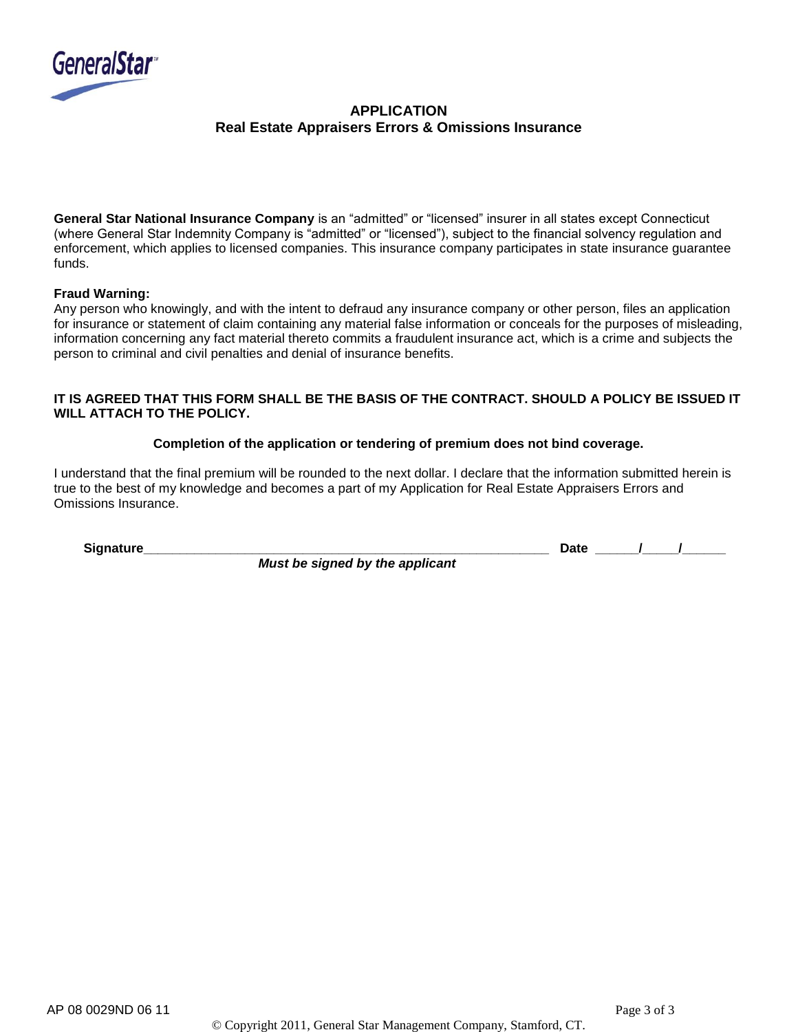GeneralStar

# APPLICATION
## Real Estate Appraisers Errors & Omissions Insurance

**General Star National Insurance Company** is an "admitted" or "licensed" insurer in all states except Connecticut (where General Star Indemnity Company is "admitted" or "licensed"), subject to the financial solvency regulation and enforcement, which applies to licensed companies. This insurance company participates in state insurance guarantee funds.

**Fraud Warning:**
Any person who knowingly, and with the intent to defraud any insurance company or other person, files an application for insurance or statement of claim containing any material false information or conceals for the purposes of misleading, information concerning any fact material thereto commits a fraudulent insurance act, which is a crime and subjects the person to criminal and civil penalties and denial of insurance benefits.

**IT IS AGREED THAT THIS FORM SHALL BE THE BASIS OF THE CONTRACT. SHOULD A POLICY BE ISSUED IT WILL ATTACH TO THE POLICY.**

**Completion of the application or tendering of premium does not bind coverage.**

I understand that the final premium will be rounded to the next dollar. I declare that the information submitted herein is true to the best of my knowledge and becomes a part of my Application for Real Estate Appraisers Errors and Omissions Insurance.

**Signature**_______________________________________________________ **Date** ______/_____/______

***Must be signed by the applicant***

AP 08 0029ND 06 11

© Copyright 2011, General Star Management Company, Stamford, CT.